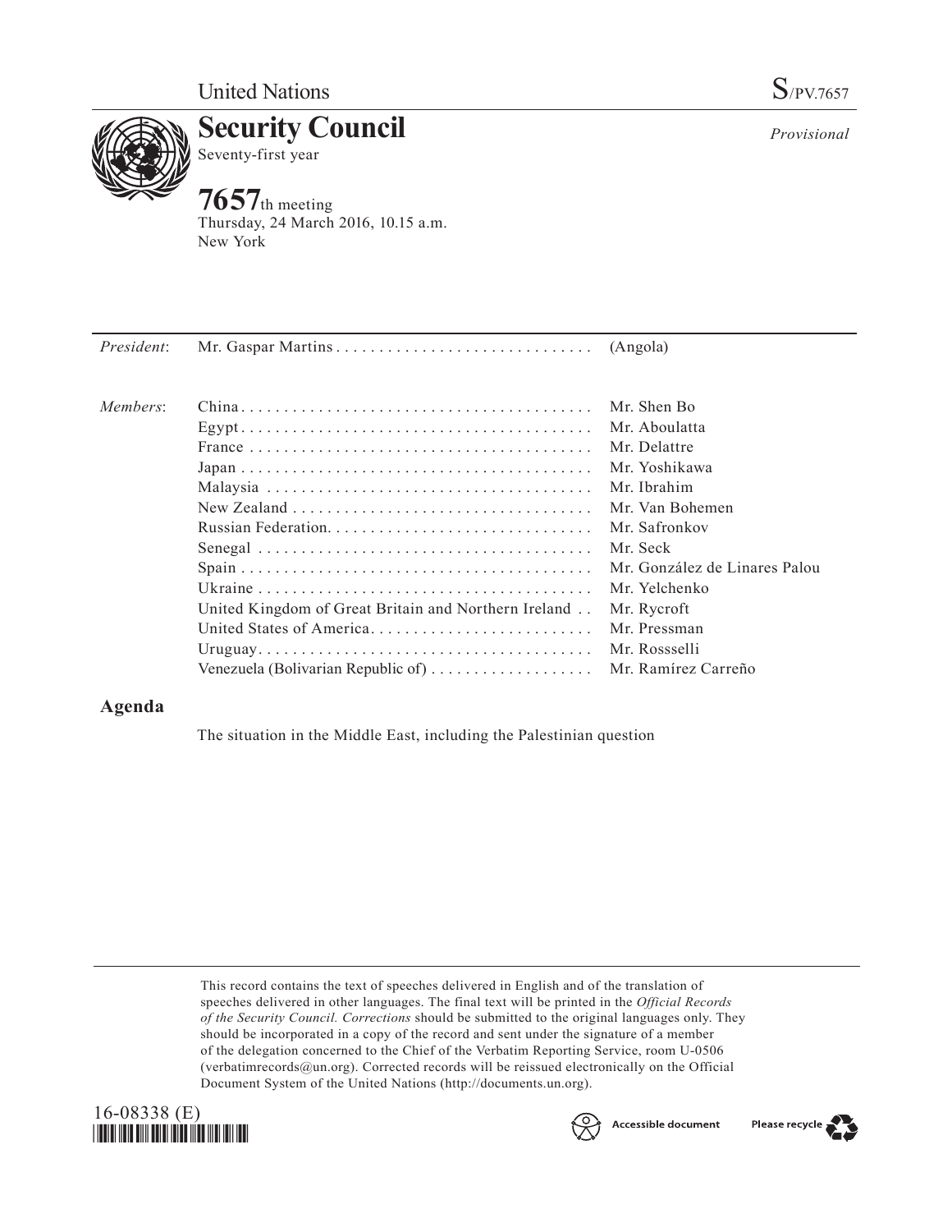United Nations

S/PV.7657

# Security Council

Seventy-first year

*Provisional*

# 7657th meeting

Thursday, 24 March 2016, 10.15 a.m.
New York

| | | |
|---|---|---|
| *President*: | Mr. Gaspar Martins | (Angola) |
| *Members*: | China | Mr. Shen Bo |
| | Egypt | Mr. Aboulatta |
| | France | Mr. Delattre |
| | Japan | Mr. Yoshikawa |
| | Malaysia | Mr. Ibrahim |
| | New Zealand | Mr. Van Bohemen |
| | Russian Federation | Mr. Safronkov |
| | Senegal | Mr. Seck |
| | Spain | Mr. González de Linares Palou |
| | Ukraine | Mr. Yelchenko |
| | United Kingdom of Great Britain and Northern Ireland | Mr. Rycroft |
| | United States of America | Mr. Pressman |
| | Uruguay | Mr. Rossselli |
| | Venezuela (Bolivarian Republic of) | Mr. Ramírez Carreño |

## Agenda

The situation in the Middle East, including the Palestinian question

This record contains the text of speeches delivered in English and of the translation of speeches delivered in other languages. The final text will be printed in the *Official Records of the Security Council. Corrections* should be submitted to the original languages only. They should be incorporated in a copy of the record and sent under the signature of a member of the delegation concerned to the Chief of the Verbatim Reporting Service, room U-0506 (verbatimrecords@un.org). Corrected records will be reissued electronically on the Official Document System of the United Nations (http://documents.un.org).

16-08338 (E)

Accessible document

Please recycle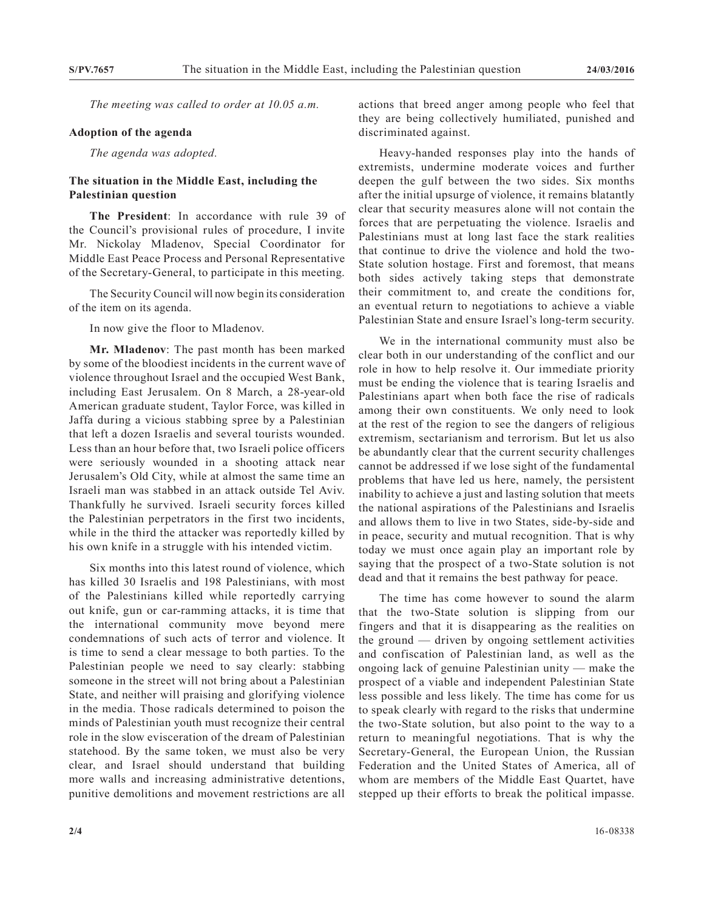*The meeting was called to order at 10.05 a.m.*

**Adoption of the agenda**

*The agenda was adopted.*

**The situation in the Middle East, including the Palestinian question**

**The President**: In accordance with rule 39 of the Council's provisional rules of procedure, I invite Mr. Nickolay Mladenov, Special Coordinator for Middle East Peace Process and Personal Representative of the Secretary-General, to participate in this meeting.

The Security Council will now begin its consideration of the item on its agenda.

In now give the floor to Mladenov.

**Mr. Mladenov**: The past month has been marked by some of the bloodiest incidents in the current wave of violence throughout Israel and the occupied West Bank, including East Jerusalem. On 8 March, a 28-year-old American graduate student, Taylor Force, was killed in Jaffa during a vicious stabbing spree by a Palestinian that left a dozen Israelis and several tourists wounded. Less than an hour before that, two Israeli police officers were seriously wounded in a shooting attack near Jerusalem's Old City, while at almost the same time an Israeli man was stabbed in an attack outside Tel Aviv. Thankfully he survived. Israeli security forces killed the Palestinian perpetrators in the first two incidents, while in the third the attacker was reportedly killed by his own knife in a struggle with his intended victim.

Six months into this latest round of violence, which has killed 30 Israelis and 198 Palestinians, with most of the Palestinians killed while reportedly carrying out knife, gun or car-ramming attacks, it is time that the international community move beyond mere condemnations of such acts of terror and violence. It is time to send a clear message to both parties. To the Palestinian people we need to say clearly: stabbing someone in the street will not bring about a Palestinian State, and neither will praising and glorifying violence in the media. Those radicals determined to poison the minds of Palestinian youth must recognize their central role in the slow evisceration of the dream of Palestinian statehood. By the same token, we must also be very clear, and Israel should understand that building more walls and increasing administrative detentions, punitive demolitions and movement restrictions are all actions that breed anger among people who feel that they are being collectively humiliated, punished and discriminated against.

Heavy-handed responses play into the hands of extremists, undermine moderate voices and further deepen the gulf between the two sides. Six months after the initial upsurge of violence, it remains blatantly clear that security measures alone will not contain the forces that are perpetuating the violence. Israelis and Palestinians must at long last face the stark realities that continue to drive the violence and hold the two-State solution hostage. First and foremost, that means both sides actively taking steps that demonstrate their commitment to, and create the conditions for, an eventual return to negotiations to achieve a viable Palestinian State and ensure Israel's long-term security.

We in the international community must also be clear both in our understanding of the conflict and our role in how to help resolve it. Our immediate priority must be ending the violence that is tearing Israelis and Palestinians apart when both face the rise of radicals among their own constituents. We only need to look at the rest of the region to see the dangers of religious extremism, sectarianism and terrorism. But let us also be abundantly clear that the current security challenges cannot be addressed if we lose sight of the fundamental problems that have led us here, namely, the persistent inability to achieve a just and lasting solution that meets the national aspirations of the Palestinians and Israelis and allows them to live in two States, side-by-side and in peace, security and mutual recognition. That is why today we must once again play an important role by saying that the prospect of a two-State solution is not dead and that it remains the best pathway for peace.

The time has come however to sound the alarm that the two-State solution is slipping from our fingers and that it is disappearing as the realities on the ground — driven by ongoing settlement activities and confiscation of Palestinian land, as well as the ongoing lack of genuine Palestinian unity — make the prospect of a viable and independent Palestinian State less possible and less likely. The time has come for us to speak clearly with regard to the risks that undermine the two-State solution, but also point to the way to a return to meaningful negotiations. That is why the Secretary-General, the European Union, the Russian Federation and the United States of America, all of whom are members of the Middle East Quartet, have stepped up their efforts to break the political impasse.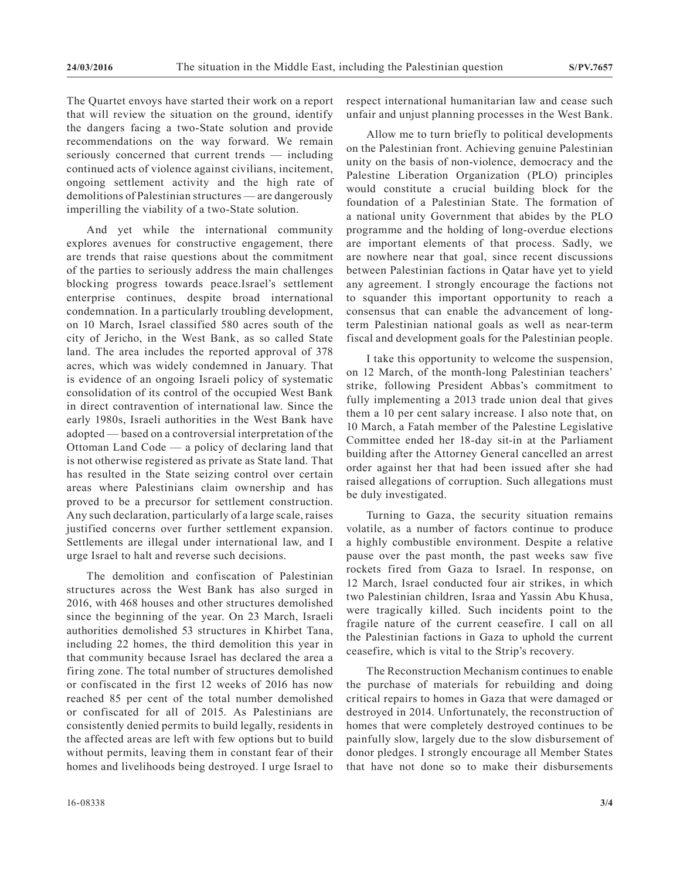The Quartet envoys have started their work on a report that will review the situation on the ground, identify the dangers facing a two-State solution and provide recommendations on the way forward. We remain seriously concerned that current trends — including continued acts of violence against civilians, incitement, ongoing settlement activity and the high rate of demolitions of Palestinian structures — are dangerously imperilling the viability of a two-State solution.

And yet while the international community explores avenues for constructive engagement, there are trends that raise questions about the commitment of the parties to seriously address the main challenges blocking progress towards peace.Israel's settlement enterprise continues, despite broad international condemnation. In a particularly troubling development, on 10 March, Israel classified 580 acres south of the city of Jericho, in the West Bank, as so called State land. The area includes the reported approval of 378 acres, which was widely condemned in January. That is evidence of an ongoing Israeli policy of systematic consolidation of its control of the occupied West Bank in direct contravention of international law. Since the early 1980s, Israeli authorities in the West Bank have adopted — based on a controversial interpretation of the Ottoman Land Code — a policy of declaring land that is not otherwise registered as private as State land. That has resulted in the State seizing control over certain areas where Palestinians claim ownership and has proved to be a precursor for settlement construction. Any such declaration, particularly of a large scale, raises justified concerns over further settlement expansion. Settlements are illegal under international law, and I urge Israel to halt and reverse such decisions.

The demolition and confiscation of Palestinian structures across the West Bank has also surged in 2016, with 468 houses and other structures demolished since the beginning of the year. On 23 March, Israeli authorities demolished 53 structures in Khirbet Tana, including 22 homes, the third demolition this year in that community because Israel has declared the area a firing zone. The total number of structures demolished or confiscated in the first 12 weeks of 2016 has now reached 85 per cent of the total number demolished or confiscated for all of 2015. As Palestinians are consistently denied permits to build legally, residents in the affected areas are left with few options but to build without permits, leaving them in constant fear of their homes and livelihoods being destroyed. I urge Israel to respect international humanitarian law and cease such unfair and unjust planning processes in the West Bank.

Allow me to turn briefly to political developments on the Palestinian front. Achieving genuine Palestinian unity on the basis of non-violence, democracy and the Palestine Liberation Organization (PLO) principles would constitute a crucial building block for the foundation of a Palestinian State. The formation of a national unity Government that abides by the PLO programme and the holding of long-overdue elections are important elements of that process. Sadly, we are nowhere near that goal, since recent discussions between Palestinian factions in Qatar have yet to yield any agreement. I strongly encourage the factions not to squander this important opportunity to reach a consensus that can enable the advancement of long-term Palestinian national goals as well as near-term fiscal and development goals for the Palestinian people.

I take this opportunity to welcome the suspension, on 12 March, of the month-long Palestinian teachers' strike, following President Abbas's commitment to fully implementing a 2013 trade union deal that gives them a 10 per cent salary increase. I also note that, on 10 March, a Fatah member of the Palestine Legislative Committee ended her 18-day sit-in at the Parliament building after the Attorney General cancelled an arrest order against her that had been issued after she had raised allegations of corruption. Such allegations must be duly investigated.

Turning to Gaza, the security situation remains volatile, as a number of factors continue to produce a highly combustible environment. Despite a relative pause over the past month, the past weeks saw five rockets fired from Gaza to Israel. In response, on 12 March, Israel conducted four air strikes, in which two Palestinian children, Israa and Yassin Abu Khusa, were tragically killed. Such incidents point to the fragile nature of the current ceasefire. I call on all the Palestinian factions in Gaza to uphold the current ceasefire, which is vital to the Strip's recovery.

The Reconstruction Mechanism continues to enable the purchase of materials for rebuilding and doing critical repairs to homes in Gaza that were damaged or destroyed in 2014. Unfortunately, the reconstruction of homes that were completely destroyed continues to be painfully slow, largely due to the slow disbursement of donor pledges. I strongly encourage all Member States that have not done so to make their disbursements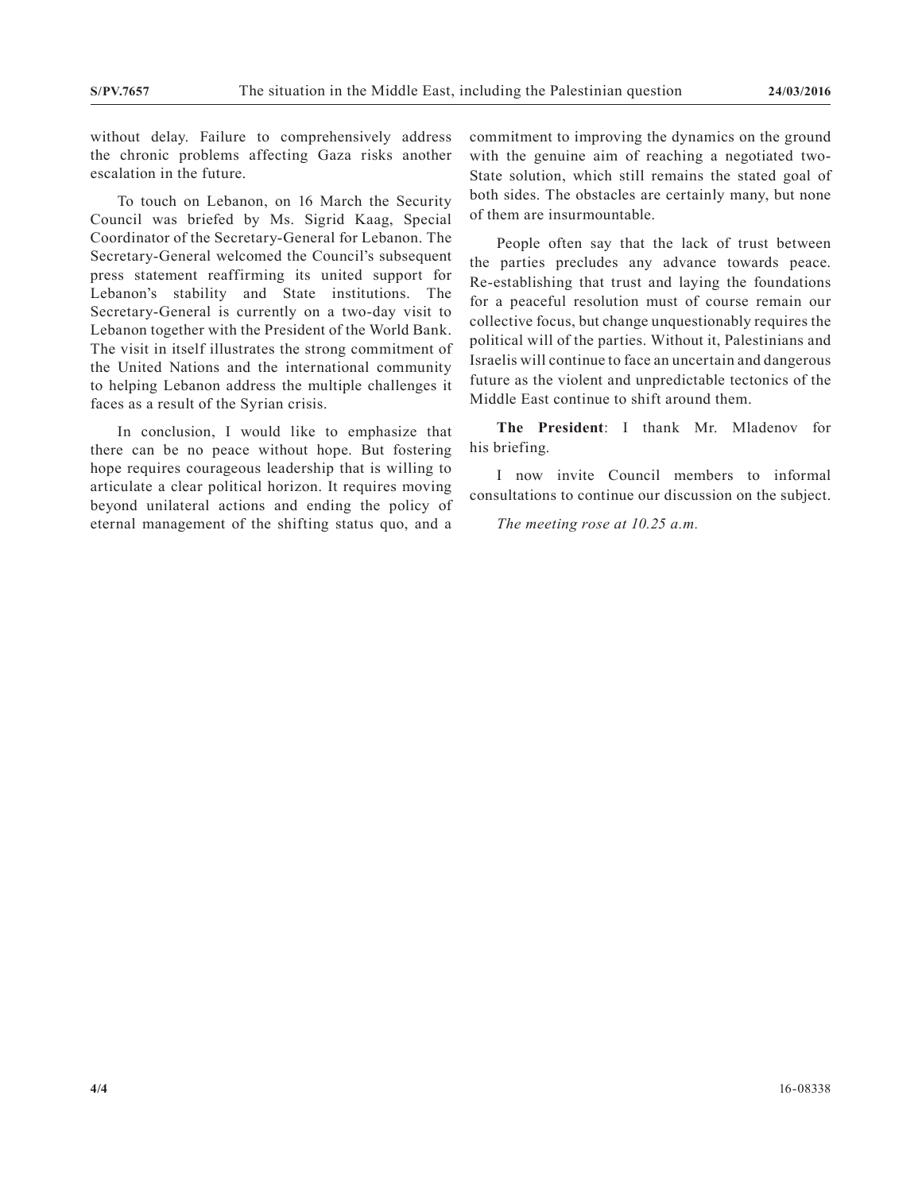without delay. Failure to comprehensively address the chronic problems affecting Gaza risks another escalation in the future.

To touch on Lebanon, on 16 March the Security Council was briefed by Ms. Sigrid Kaag, Special Coordinator of the Secretary-General for Lebanon. The Secretary-General welcomed the Council's subsequent press statement reaffirming its united support for Lebanon's stability and State institutions. The Secretary-General is currently on a two-day visit to Lebanon together with the President of the World Bank. The visit in itself illustrates the strong commitment of the United Nations and the international community to helping Lebanon address the multiple challenges it faces as a result of the Syrian crisis.

In conclusion, I would like to emphasize that there can be no peace without hope. But fostering hope requires courageous leadership that is willing to articulate a clear political horizon. It requires moving beyond unilateral actions and ending the policy of eternal management of the shifting status quo, and a commitment to improving the dynamics on the ground with the genuine aim of reaching a negotiated two-State solution, which still remains the stated goal of both sides. The obstacles are certainly many, but none of them are insurmountable.

People often say that the lack of trust between the parties precludes any advance towards peace. Re-establishing that trust and laying the foundations for a peaceful resolution must of course remain our collective focus, but change unquestionably requires the political will of the parties. Without it, Palestinians and Israelis will continue to face an uncertain and dangerous future as the violent and unpredictable tectonics of the Middle East continue to shift around them.

**The President**: I thank Mr. Mladenov for his briefing.

I now invite Council members to informal consultations to continue our discussion on the subject.

*The meeting rose at 10.25 a.m.*